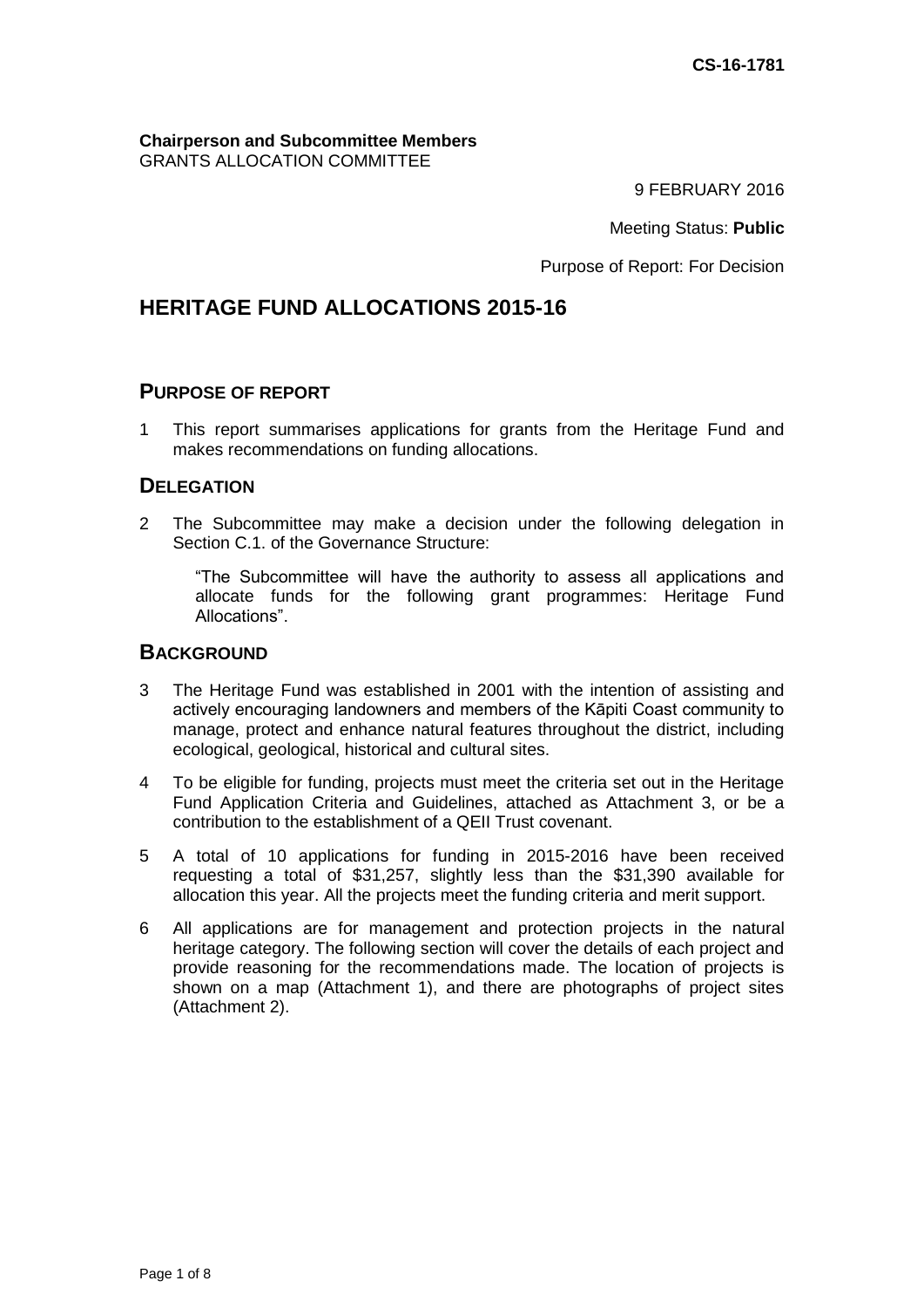CS-16-1781

**Chairperson and Subcommittee Members**
GRANTS ALLOCATION COMMITTEE

9 FEBRUARY 2016

Meeting Status: **Public**

Purpose of Report: For Decision

# HERITAGE FUND ALLOCATIONS 2015-16

## PURPOSE OF REPORT

1 This report summarises applications for grants from the Heritage Fund and makes recommendations on funding allocations.

## DELEGATION

2 The Subcommittee may make a decision under the following delegation in Section C.1. of the Governance Structure:

> "The Subcommittee will have the authority to assess all applications and allocate funds for the following grant programmes: Heritage Fund Allocations".

## BACKGROUND

3 The Heritage Fund was established in 2001 with the intention of assisting and actively encouraging landowners and members of the Kāpiti Coast community to manage, protect and enhance natural features throughout the district, including ecological, geological, historical and cultural sites.

4 To be eligible for funding, projects must meet the criteria set out in the Heritage Fund Application Criteria and Guidelines, attached as Attachment 3, or be a contribution to the establishment of a QEII Trust covenant.

5 A total of 10 applications for funding in 2015-2016 have been received requesting a total of $31,257, slightly less than the $31,390 available for allocation this year. All the projects meet the funding criteria and merit support.

6 All applications are for management and protection projects in the natural heritage category. The following section will cover the details of each project and provide reasoning for the recommendations made. The location of projects is shown on a map (Attachment 1), and there are photographs of project sites (Attachment 2).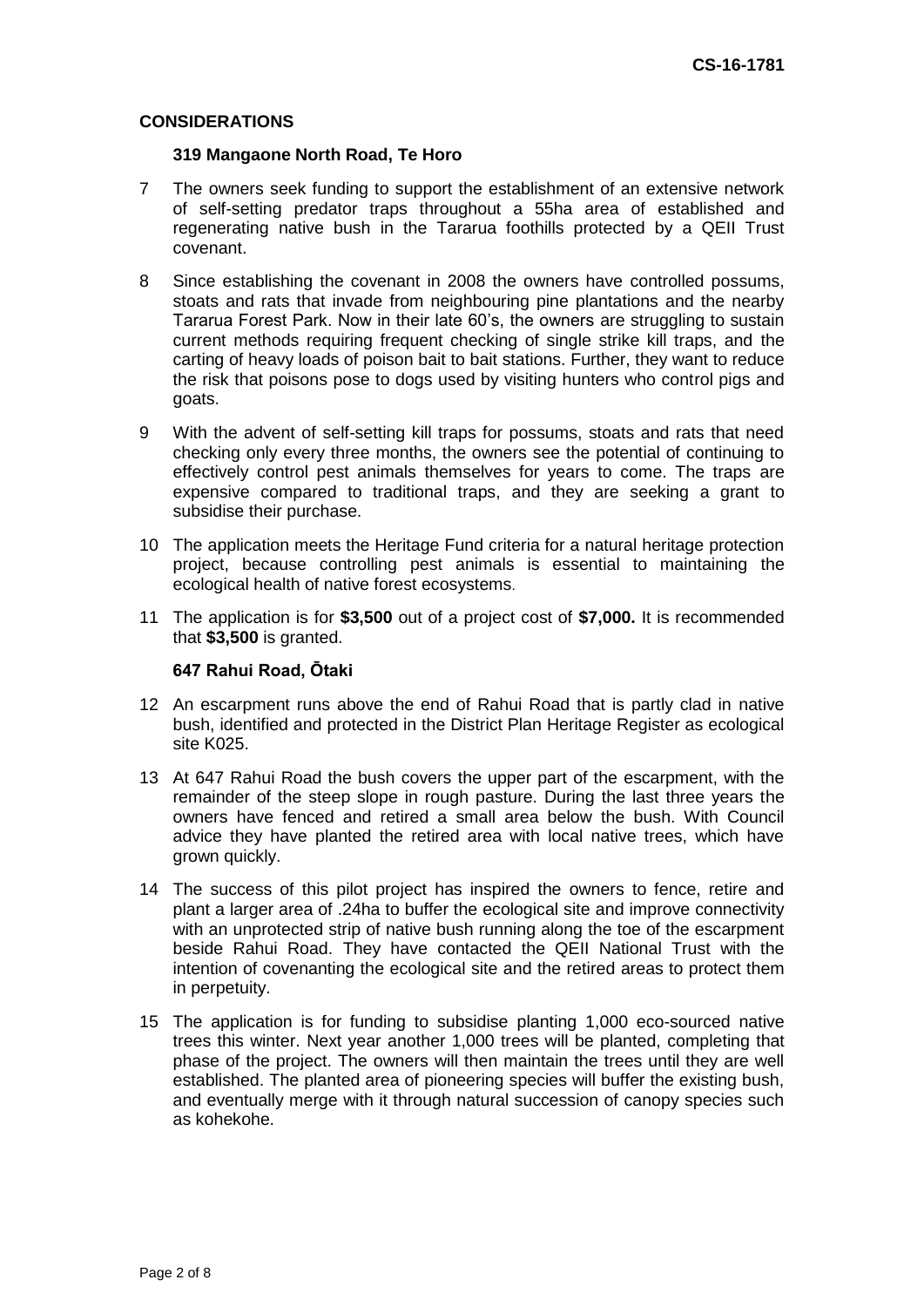## CONSIDERATIONS

### 319 Mangaone North Road, Te Horo

7 The owners seek funding to support the establishment of an extensive network of self-setting predator traps throughout a 55ha area of established and regenerating native bush in the Tararua foothills protected by a QEII Trust covenant.

8 Since establishing the covenant in 2008 the owners have controlled possums, stoats and rats that invade from neighbouring pine plantations and the nearby Tararua Forest Park. Now in their late 60's, the owners are struggling to sustain current methods requiring frequent checking of single strike kill traps, and the carting of heavy loads of poison bait to bait stations. Further, they want to reduce the risk that poisons pose to dogs used by visiting hunters who control pigs and goats.

9 With the advent of self-setting kill traps for possums, stoats and rats that need checking only every three months, the owners see the potential of continuing to effectively control pest animals themselves for years to come. The traps are expensive compared to traditional traps, and they are seeking a grant to subsidise their purchase.

10 The application meets the Heritage Fund criteria for a natural heritage protection project, because controlling pest animals is essential to maintaining the ecological health of native forest ecosystems.

11 The application is for **$3,500** out of a project cost of **$7,000.** It is recommended that **$3,500** is granted.

### 647 Rahui Road, Ōtaki

12 An escarpment runs above the end of Rahui Road that is partly clad in native bush, identified and protected in the District Plan Heritage Register as ecological site K025.

13 At 647 Rahui Road the bush covers the upper part of the escarpment, with the remainder of the steep slope in rough pasture. During the last three years the owners have fenced and retired a small area below the bush. With Council advice they have planted the retired area with local native trees, which have grown quickly.

14 The success of this pilot project has inspired the owners to fence, retire and plant a larger area of .24ha to buffer the ecological site and improve connectivity with an unprotected strip of native bush running along the toe of the escarpment beside Rahui Road. They have contacted the QEII National Trust with the intention of covenanting the ecological site and the retired areas to protect them in perpetuity.

15 The application is for funding to subsidise planting 1,000 eco-sourced native trees this winter. Next year another 1,000 trees will be planted, completing that phase of the project. The owners will then maintain the trees until they are well established. The planted area of pioneering species will buffer the existing bush, and eventually merge with it through natural succession of canopy species such as kohekohe.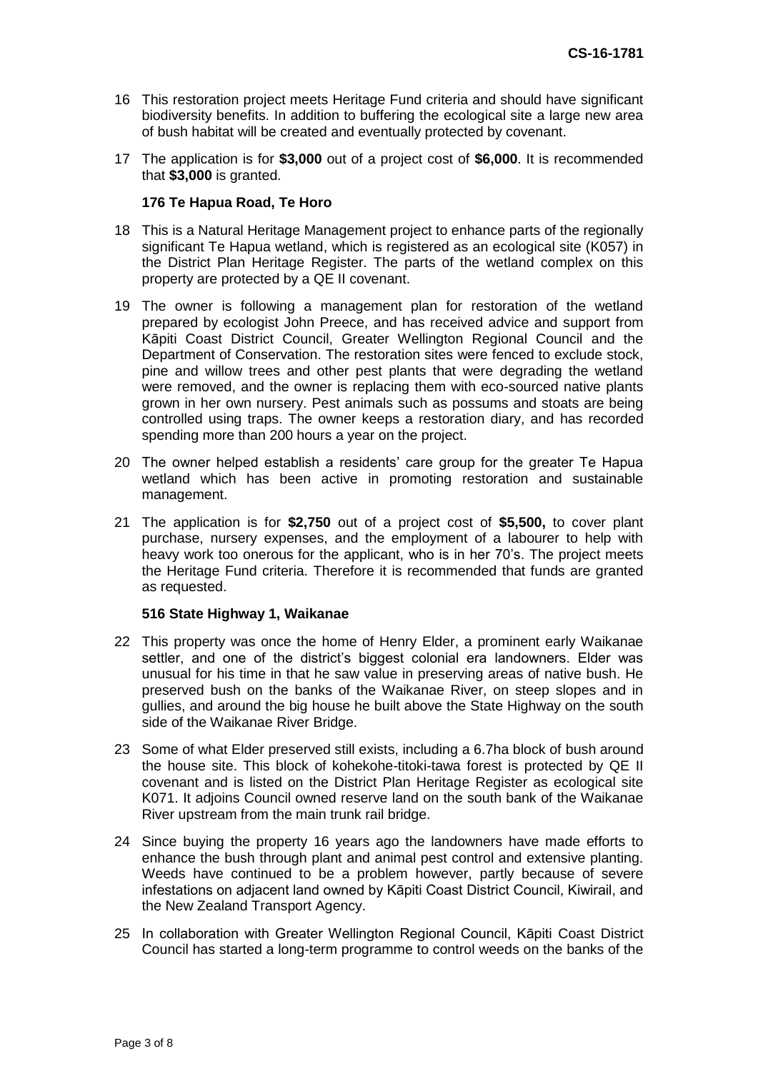16 This restoration project meets Heritage Fund criteria and should have significant biodiversity benefits. In addition to buffering the ecological site a large new area of bush habitat will be created and eventually protected by covenant.

17 The application is for **$3,000** out of a project cost of **$6,000**. It is recommended that **$3,000** is granted.

**176 Te Hapua Road, Te Horo**

18 This is a Natural Heritage Management project to enhance parts of the regionally significant Te Hapua wetland, which is registered as an ecological site (K057) in the District Plan Heritage Register. The parts of the wetland complex on this property are protected by a QE II covenant.

19 The owner is following a management plan for restoration of the wetland prepared by ecologist John Preece, and has received advice and support from Kāpiti Coast District Council, Greater Wellington Regional Council and the Department of Conservation. The restoration sites were fenced to exclude stock, pine and willow trees and other pest plants that were degrading the wetland were removed, and the owner is replacing them with eco-sourced native plants grown in her own nursery. Pest animals such as possums and stoats are being controlled using traps. The owner keeps a restoration diary, and has recorded spending more than 200 hours a year on the project.

20 The owner helped establish a residents' care group for the greater Te Hapua wetland which has been active in promoting restoration and sustainable management.

21 The application is for **$2,750** out of a project cost of **$5,500,** to cover plant purchase, nursery expenses, and the employment of a labourer to help with heavy work too onerous for the applicant, who is in her 70's. The project meets the Heritage Fund criteria. Therefore it is recommended that funds are granted as requested.

**516 State Highway 1, Waikanae**

22 This property was once the home of Henry Elder, a prominent early Waikanae settler, and one of the district's biggest colonial era landowners. Elder was unusual for his time in that he saw value in preserving areas of native bush. He preserved bush on the banks of the Waikanae River, on steep slopes and in gullies, and around the big house he built above the State Highway on the south side of the Waikanae River Bridge.

23 Some of what Elder preserved still exists, including a 6.7ha block of bush around the house site. This block of kohekohe-titoki-tawa forest is protected by QE II covenant and is listed on the District Plan Heritage Register as ecological site K071. It adjoins Council owned reserve land on the south bank of the Waikanae River upstream from the main trunk rail bridge.

24 Since buying the property 16 years ago the landowners have made efforts to enhance the bush through plant and animal pest control and extensive planting. Weeds have continued to be a problem however, partly because of severe infestations on adjacent land owned by Kāpiti Coast District Council, Kiwirail, and the New Zealand Transport Agency.

25 In collaboration with Greater Wellington Regional Council, Kāpiti Coast District Council has started a long-term programme to control weeds on the banks of the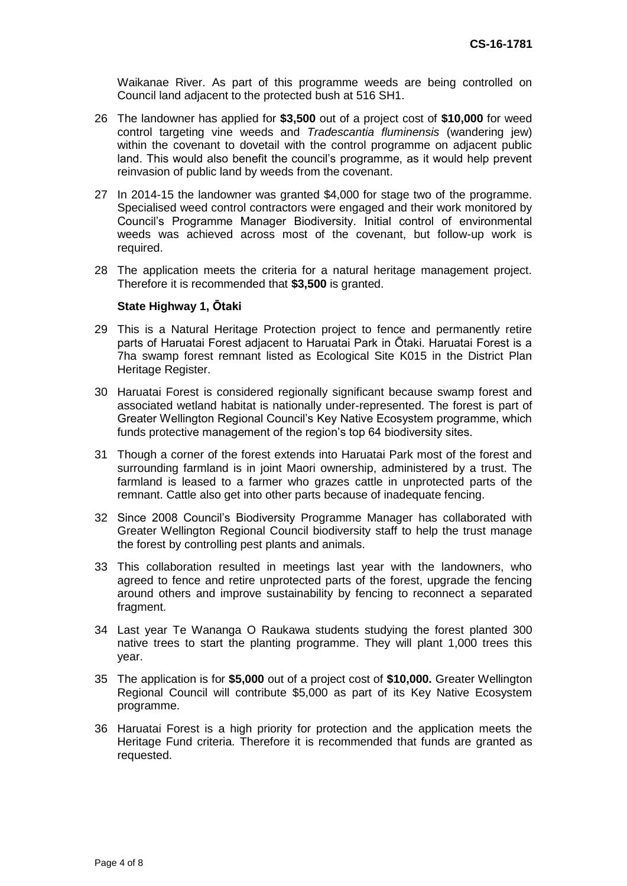Waikanae River. As part of this programme weeds are being controlled on Council land adjacent to the protected bush at 516 SH1.

26 The landowner has applied for **$3,500** out of a project cost of **$10,000** for weed control targeting vine weeds and *Tradescantia fluminensis* (wandering jew) within the covenant to dovetail with the control programme on adjacent public land. This would also benefit the council's programme, as it would help prevent reinvasion of public land by weeds from the covenant.

27 In 2014-15 the landowner was granted $4,000 for stage two of the programme. Specialised weed control contractors were engaged and their work monitored by Council's Programme Manager Biodiversity. Initial control of environmental weeds was achieved across most of the covenant, but follow-up work is required.

28 The application meets the criteria for a natural heritage management project. Therefore it is recommended that **$3,500** is granted.

**State Highway 1, Ōtaki**

29 This is a Natural Heritage Protection project to fence and permanently retire parts of Haruatai Forest adjacent to Haruatai Park in Ōtaki. Haruatai Forest is a 7ha swamp forest remnant listed as Ecological Site K015 in the District Plan Heritage Register.

30 Haruatai Forest is considered regionally significant because swamp forest and associated wetland habitat is nationally under-represented. The forest is part of Greater Wellington Regional Council's Key Native Ecosystem programme, which funds protective management of the region's top 64 biodiversity sites.

31 Though a corner of the forest extends into Haruatai Park most of the forest and surrounding farmland is in joint Maori ownership, administered by a trust. The farmland is leased to a farmer who grazes cattle in unprotected parts of the remnant. Cattle also get into other parts because of inadequate fencing.

32 Since 2008 Council's Biodiversity Programme Manager has collaborated with Greater Wellington Regional Council biodiversity staff to help the trust manage the forest by controlling pest plants and animals.

33 This collaboration resulted in meetings last year with the landowners, who agreed to fence and retire unprotected parts of the forest, upgrade the fencing around others and improve sustainability by fencing to reconnect a separated fragment.

34 Last year Te Wananga O Raukawa students studying the forest planted 300 native trees to start the planting programme. They will plant 1,000 trees this year.

35 The application is for **$5,000** out of a project cost of **$10,000.** Greater Wellington Regional Council will contribute $5,000 as part of its Key Native Ecosystem programme.

36 Haruatai Forest is a high priority for protection and the application meets the Heritage Fund criteria. Therefore it is recommended that funds are granted as requested.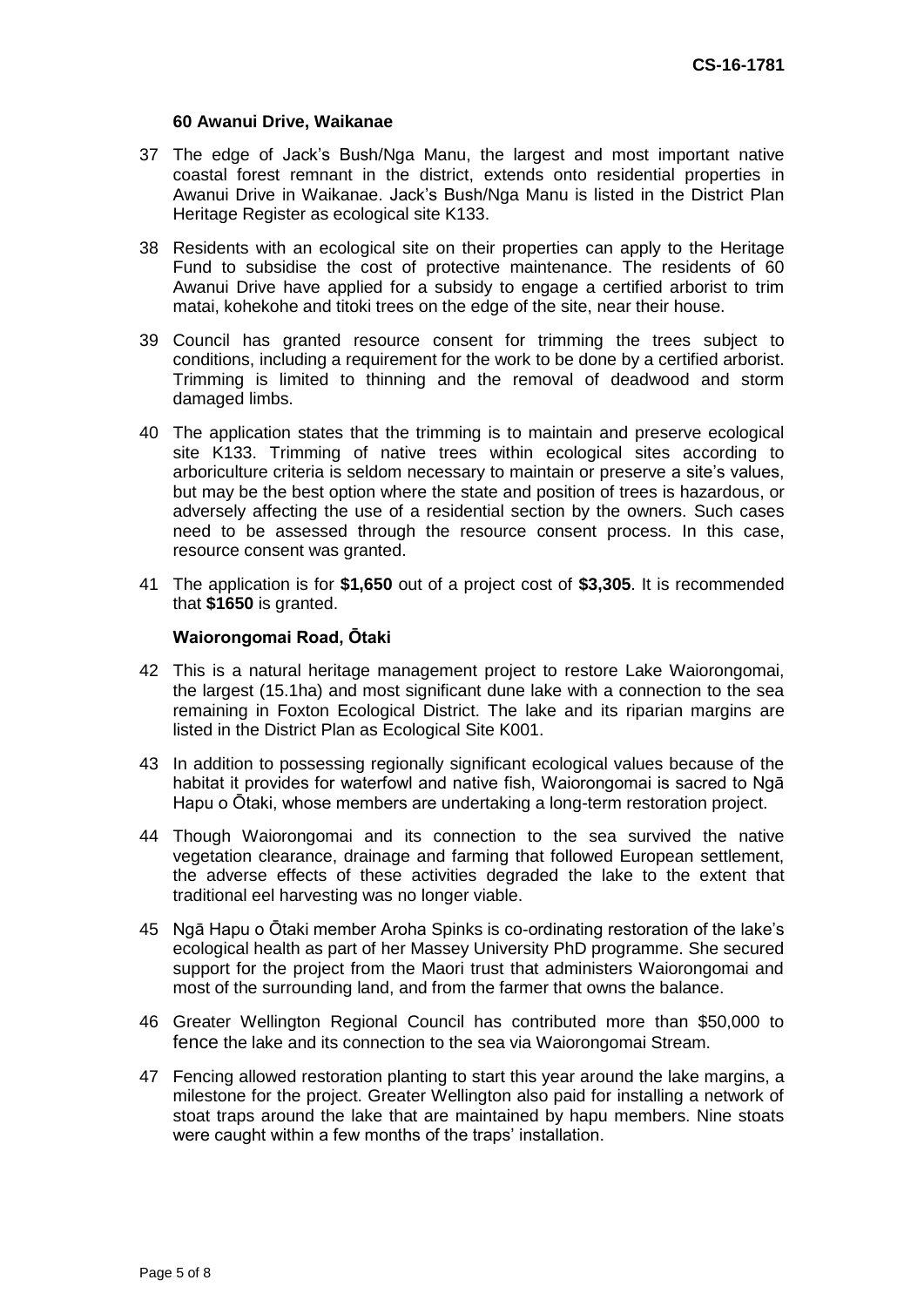**60 Awanui Drive, Waikanae**

37 The edge of Jack's Bush/Nga Manu, the largest and most important native coastal forest remnant in the district, extends onto residential properties in Awanui Drive in Waikanae. Jack's Bush/Nga Manu is listed in the District Plan Heritage Register as ecological site K133.

38 Residents with an ecological site on their properties can apply to the Heritage Fund to subsidise the cost of protective maintenance. The residents of 60 Awanui Drive have applied for a subsidy to engage a certified arborist to trim matai, kohekohe and titoki trees on the edge of the site, near their house.

39 Council has granted resource consent for trimming the trees subject to conditions, including a requirement for the work to be done by a certified arborist. Trimming is limited to thinning and the removal of deadwood and storm damaged limbs.

40 The application states that the trimming is to maintain and preserve ecological site K133. Trimming of native trees within ecological sites according to arboriculture criteria is seldom necessary to maintain or preserve a site's values, but may be the best option where the state and position of trees is hazardous, or adversely affecting the use of a residential section by the owners. Such cases need to be assessed through the resource consent process. In this case, resource consent was granted.

41 The application is for **$1,650** out of a project cost of **$3,305**. It is recommended that **$1650** is granted.

**Waiorongomai Road, Ōtaki**

42 This is a natural heritage management project to restore Lake Waiorongomai, the largest (15.1ha) and most significant dune lake with a connection to the sea remaining in Foxton Ecological District. The lake and its riparian margins are listed in the District Plan as Ecological Site K001.

43 In addition to possessing regionally significant ecological values because of the habitat it provides for waterfowl and native fish, Waiorongomai is sacred to Ngā Hapu o Ōtaki, whose members are undertaking a long-term restoration project.

44 Though Waiorongomai and its connection to the sea survived the native vegetation clearance, drainage and farming that followed European settlement, the adverse effects of these activities degraded the lake to the extent that traditional eel harvesting was no longer viable.

45 Ngā Hapu o Ōtaki member Aroha Spinks is co-ordinating restoration of the lake's ecological health as part of her Massey University PhD programme. She secured support for the project from the Maori trust that administers Waiorongomai and most of the surrounding land, and from the farmer that owns the balance.

46 Greater Wellington Regional Council has contributed more than $50,000 to fence the lake and its connection to the sea via Waiorongomai Stream.

47 Fencing allowed restoration planting to start this year around the lake margins, a milestone for the project. Greater Wellington also paid for installing a network of stoat traps around the lake that are maintained by hapu members. Nine stoats were caught within a few months of the traps' installation.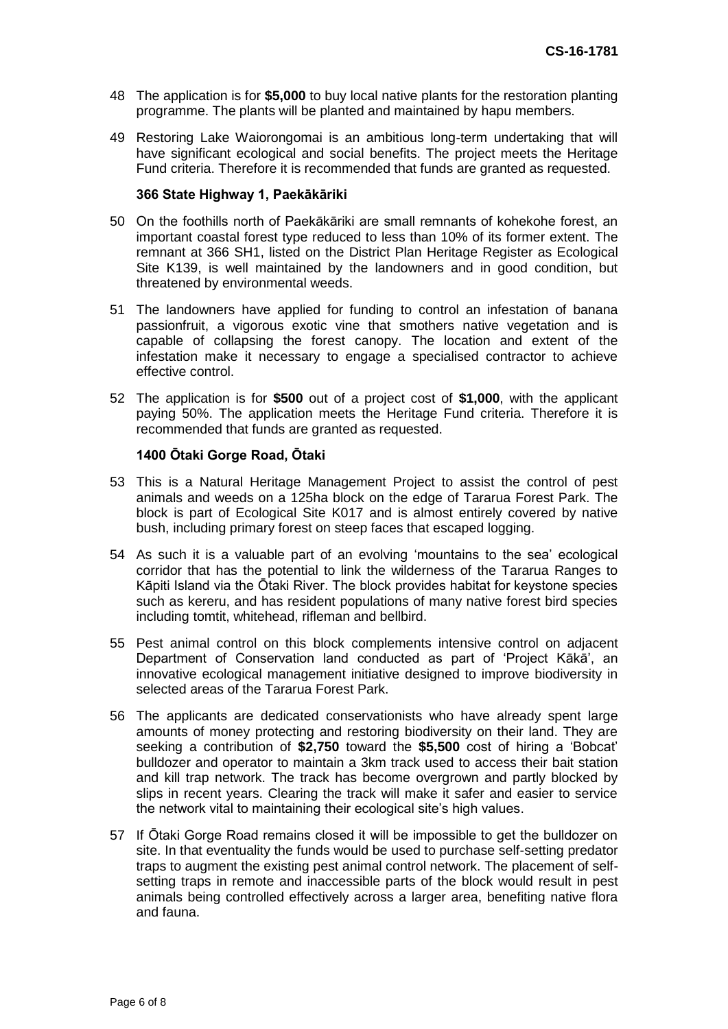48 The application is for **$5,000** to buy local native plants for the restoration planting programme. The plants will be planted and maintained by hapu members.

49 Restoring Lake Waiorongomai is an ambitious long-term undertaking that will have significant ecological and social benefits. The project meets the Heritage Fund criteria. Therefore it is recommended that funds are granted as requested.

**366 State Highway 1, Paekākāriki**

50 On the foothills north of Paekākāriki are small remnants of kohekohe forest, an important coastal forest type reduced to less than 10% of its former extent. The remnant at 366 SH1, listed on the District Plan Heritage Register as Ecological Site K139, is well maintained by the landowners and in good condition, but threatened by environmental weeds.

51 The landowners have applied for funding to control an infestation of banana passionfruit, a vigorous exotic vine that smothers native vegetation and is capable of collapsing the forest canopy. The location and extent of the infestation make it necessary to engage a specialised contractor to achieve effective control.

52 The application is for **$500** out of a project cost of **$1,000**, with the applicant paying 50%. The application meets the Heritage Fund criteria. Therefore it is recommended that funds are granted as requested.

**1400 Ōtaki Gorge Road, Ōtaki**

53 This is a Natural Heritage Management Project to assist the control of pest animals and weeds on a 125ha block on the edge of Tararua Forest Park. The block is part of Ecological Site K017 and is almost entirely covered by native bush, including primary forest on steep faces that escaped logging.

54 As such it is a valuable part of an evolving 'mountains to the sea' ecological corridor that has the potential to link the wilderness of the Tararua Ranges to Kāpiti Island via the Ōtaki River. The block provides habitat for keystone species such as kereru, and has resident populations of many native forest bird species including tomtit, whitehead, rifleman and bellbird.

55 Pest animal control on this block complements intensive control on adjacent Department of Conservation land conducted as part of 'Project Kākā', an innovative ecological management initiative designed to improve biodiversity in selected areas of the Tararua Forest Park.

56 The applicants are dedicated conservationists who have already spent large amounts of money protecting and restoring biodiversity on their land. They are seeking a contribution of **$2,750** toward the **$5,500** cost of hiring a 'Bobcat' bulldozer and operator to maintain a 3km track used to access their bait station and kill trap network. The track has become overgrown and partly blocked by slips in recent years. Clearing the track will make it safer and easier to service the network vital to maintaining their ecological site's high values.

57 If Ōtaki Gorge Road remains closed it will be impossible to get the bulldozer on site. In that eventuality the funds would be used to purchase self-setting predator traps to augment the existing pest animal control network. The placement of self-setting traps in remote and inaccessible parts of the block would result in pest animals being controlled effectively across a larger area, benefiting native flora and fauna.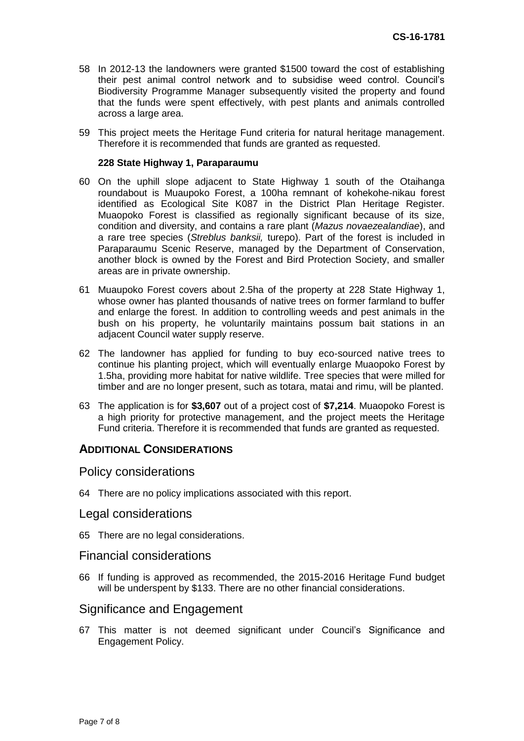58 In 2012-13 the landowners were granted $1500 toward the cost of establishing their pest animal control network and to subsidise weed control. Council's Biodiversity Programme Manager subsequently visited the property and found that the funds were spent effectively, with pest plants and animals controlled across a large area.

59 This project meets the Heritage Fund criteria for natural heritage management. Therefore it is recommended that funds are granted as requested.

**228 State Highway 1, Paraparaumu**

60 On the uphill slope adjacent to State Highway 1 south of the Otaihanga roundabout is Muaupoko Forest, a 100ha remnant of kohekohe-nikau forest identified as Ecological Site K087 in the District Plan Heritage Register. Muaopoko Forest is classified as regionally significant because of its size, condition and diversity, and contains a rare plant (*Mazus novaezealandiae*), and a rare tree species (*Streblus banksii,* turepo). Part of the forest is included in Paraparaumu Scenic Reserve, managed by the Department of Conservation, another block is owned by the Forest and Bird Protection Society, and smaller areas are in private ownership.

61 Muaupoko Forest covers about 2.5ha of the property at 228 State Highway 1, whose owner has planted thousands of native trees on former farmland to buffer and enlarge the forest. In addition to controlling weeds and pest animals in the bush on his property, he voluntarily maintains possum bait stations in an adjacent Council water supply reserve.

62 The landowner has applied for funding to buy eco-sourced native trees to continue his planting project, which will eventually enlarge Muaopoko Forest by 1.5ha, providing more habitat for native wildlife. Tree species that were milled for timber and are no longer present, such as totara, matai and rimu, will be planted.

63 The application is for **$3,607** out of a project cost of **$7,214**. Muaopoko Forest is a high priority for protective management, and the project meets the Heritage Fund criteria. Therefore it is recommended that funds are granted as requested.

## ADDITIONAL CONSIDERATIONS

### Policy considerations

64 There are no policy implications associated with this report.

### Legal considerations

65 There are no legal considerations.

### Financial considerations

66 If funding is approved as recommended, the 2015-2016 Heritage Fund budget will be underspent by $133. There are no other financial considerations.

### Significance and Engagement

67 This matter is not deemed significant under Council's Significance and Engagement Policy.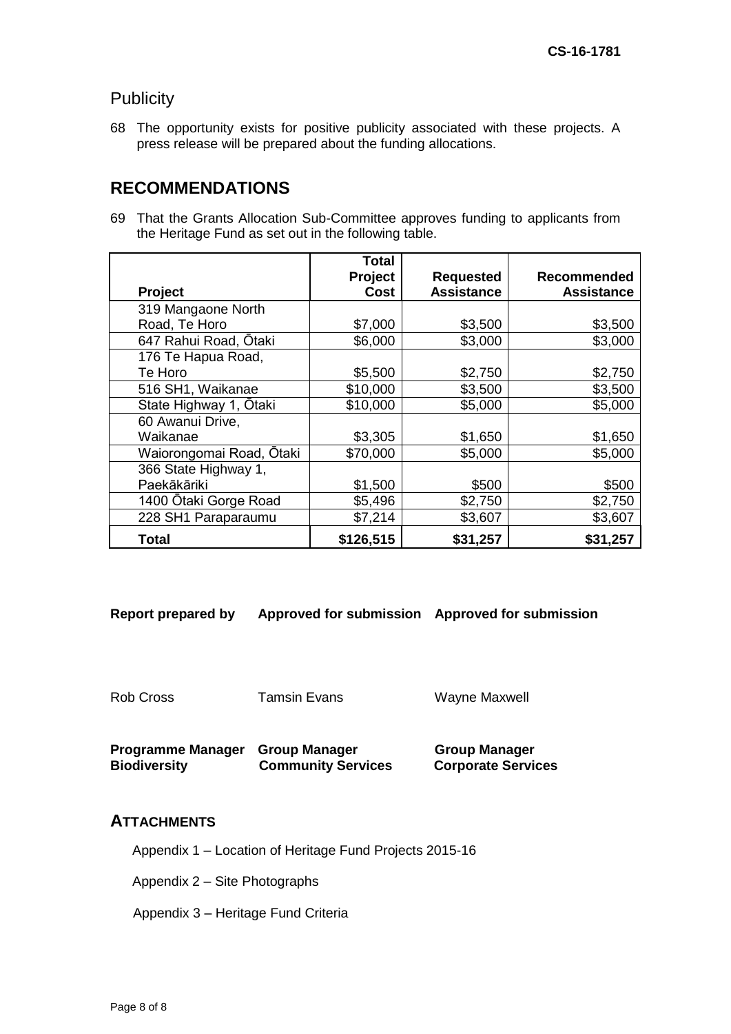CS-16-1781

## Publicity

68 The opportunity exists for positive publicity associated with these projects. A press release will be prepared about the funding allocations.

# RECOMMENDATIONS

69 That the Grants Allocation Sub-Committee approves funding to applicants from the Heritage Fund as set out in the following table.

| Project | Total Project Cost | Requested Assistance | Recommended Assistance |
|---|---|---|---|
| 319 Mangaone North Road, Te Horo | $7,000 | $3,500 | $3,500 |
| 647 Rahui Road, Ōtaki | $6,000 | $3,000 | $3,000 |
| 176 Te Hapua Road, Te Horo | $5,500 | $2,750 | $2,750 |
| 516 SH1, Waikanae | $10,000 | $3,500 | $3,500 |
| State Highway 1, Ōtaki | $10,000 | $5,000 | $5,000 |
| 60 Awanui Drive, Waikanae | $3,305 | $1,650 | $1,650 |
| Waiorongomai Road, Ōtaki | $70,000 | $5,000 | $5,000 |
| 366 State Highway 1, Paekākāriki | $1,500 | $500 | $500 |
| 1400 Ōtaki Gorge Road | $5,496 | $2,750 | $2,750 |
| 228 SH1 Paraparaumu | $7,214 | $3,607 | $3,607 |
| **Total** | **$126,515** | **$31,257** | **$31,257** |

| Report prepared by | Approved for submission | Approved for submission |
|---|---|---|
| Rob Cross | Tamsin Evans | Wayne Maxwell |
| **Programme Manager Biodiversity** | **Group Manager Community Services** | **Group Manager Corporate Services** |

## ATTACHMENTS

Appendix 1 – Location of Heritage Fund Projects 2015-16

Appendix 2 – Site Photographs

Appendix 3 – Heritage Fund Criteria